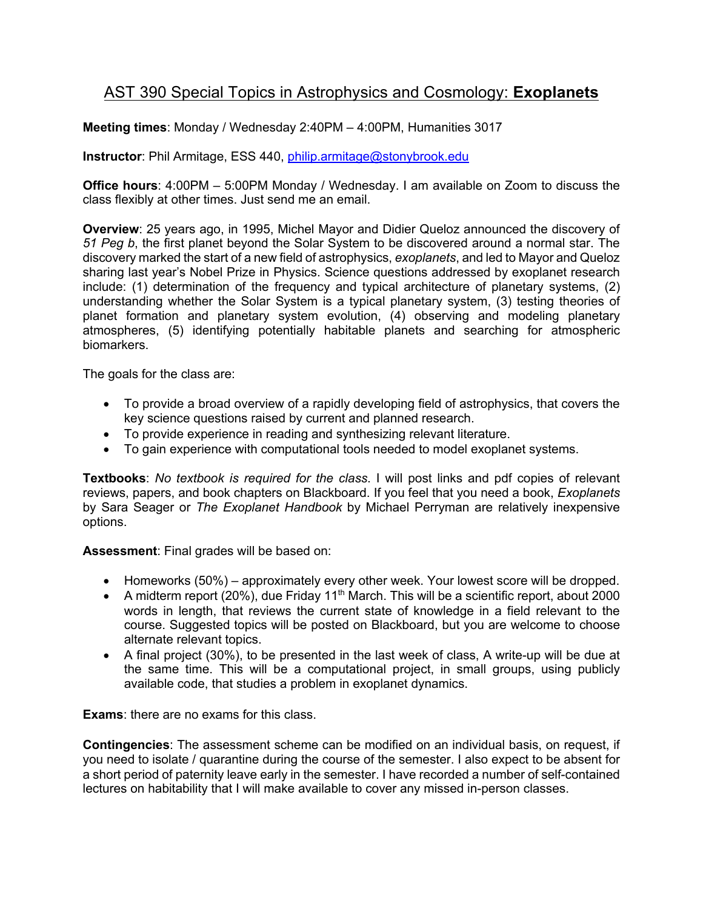# AST 390 Special Topics in Astrophysics and Cosmology: **Exoplanets**

**Meeting times**: Monday / Wednesday 2:40PM – 4:00PM, Humanities 3017

**Instructor**: Phil Armitage, ESS 440, philip.armitage@stonybrook.edu

**Office hours**: 4:00PM – 5:00PM Monday / Wednesday. I am available on Zoom to discuss the class flexibly at other times. Just send me an email.

**Overview**: 25 years ago, in 1995, Michel Mayor and Didier Queloz announced the discovery of *51 Peg b*, the first planet beyond the Solar System to be discovered around a normal star. The discovery marked the start of a new field of astrophysics, *exoplanets*, and led to Mayor and Queloz sharing last year's Nobel Prize in Physics. Science questions addressed by exoplanet research include: (1) determination of the frequency and typical architecture of planetary systems, (2) understanding whether the Solar System is a typical planetary system, (3) testing theories of planet formation and planetary system evolution, (4) observing and modeling planetary atmospheres, (5) identifying potentially habitable planets and searching for atmospheric biomarkers.

The goals for the class are:

- To provide a broad overview of a rapidly developing field of astrophysics, that covers the key science questions raised by current and planned research.
- To provide experience in reading and synthesizing relevant literature.
- To gain experience with computational tools needed to model exoplanet systems.

**Textbooks**: *No textbook is required for the class*. I will post links and pdf copies of relevant reviews, papers, and book chapters on Blackboard. If you feel that you need a book, *Exoplanets* by Sara Seager or *The Exoplanet Handbook* by Michael Perryman are relatively inexpensive options.

**Assessment**: Final grades will be based on:

- Homeworks (50%) – approximately every other week. Your lowest score will be dropped.
- A midterm report (20%), due Friday 11th March. This will be a scientific report, about 2000 words in length, that reviews the current state of knowledge in a field relevant to the course. Suggested topics will be posted on Blackboard, but you are welcome to choose alternate relevant topics.
- A final project (30%), to be presented in the last week of class, A write-up will be due at the same time. This will be a computational project, in small groups, using publicly available code, that studies a problem in exoplanet dynamics.

**Exams**: there are no exams for this class.

**Contingencies**: The assessment scheme can be modified on an individual basis, on request, if you need to isolate / quarantine during the course of the semester. I also expect to be absent for a short period of paternity leave early in the semester. I have recorded a number of self-contained lectures on habitability that I will make available to cover any missed in-person classes.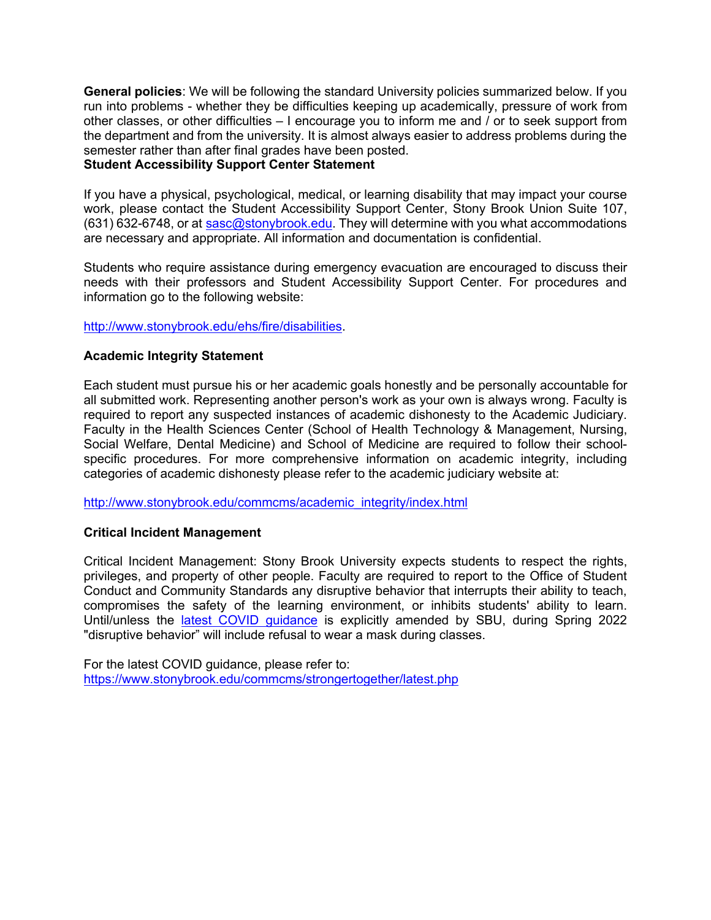**General policies**: We will be following the standard University policies summarized below. If you run into problems - whether they be difficulties keeping up academically, pressure of work from other classes, or other difficulties – I encourage you to inform me and / or to seek support from the department and from the university. It is almost always easier to address problems during the semester rather than after final grades have been posted.

**Student Accessibility Support Center Statement**

If you have a physical, psychological, medical, or learning disability that may impact your course work, please contact the Student Accessibility Support Center, Stony Brook Union Suite 107, (631) 632-6748, or at sasc@stonybrook.edu. They will determine with you what accommodations are necessary and appropriate. All information and documentation is confidential.

Students who require assistance during emergency evacuation are encouraged to discuss their needs with their professors and Student Accessibility Support Center. For procedures and information go to the following website:

http://www.stonybrook.edu/ehs/fire/disabilities.

**Academic Integrity Statement**

Each student must pursue his or her academic goals honestly and be personally accountable for all submitted work. Representing another person's work as your own is always wrong. Faculty is required to report any suspected instances of academic dishonesty to the Academic Judiciary. Faculty in the Health Sciences Center (School of Health Technology & Management, Nursing, Social Welfare, Dental Medicine) and School of Medicine are required to follow their school-specific procedures. For more comprehensive information on academic integrity, including categories of academic dishonesty please refer to the academic judiciary website at:

http://www.stonybrook.edu/commcms/academic_integrity/index.html

**Critical Incident Management**

Critical Incident Management: Stony Brook University expects students to respect the rights, privileges, and property of other people. Faculty are required to report to the Office of Student Conduct and Community Standards any disruptive behavior that interrupts their ability to teach, compromises the safety of the learning environment, or inhibits students' ability to learn. Until/unless the latest COVID guidance is explicitly amended by SBU, during Spring 2022 "disruptive behavior" will include refusal to wear a mask during classes.

For the latest COVID guidance, please refer to:
https://www.stonybrook.edu/commcms/strongertogether/latest.php